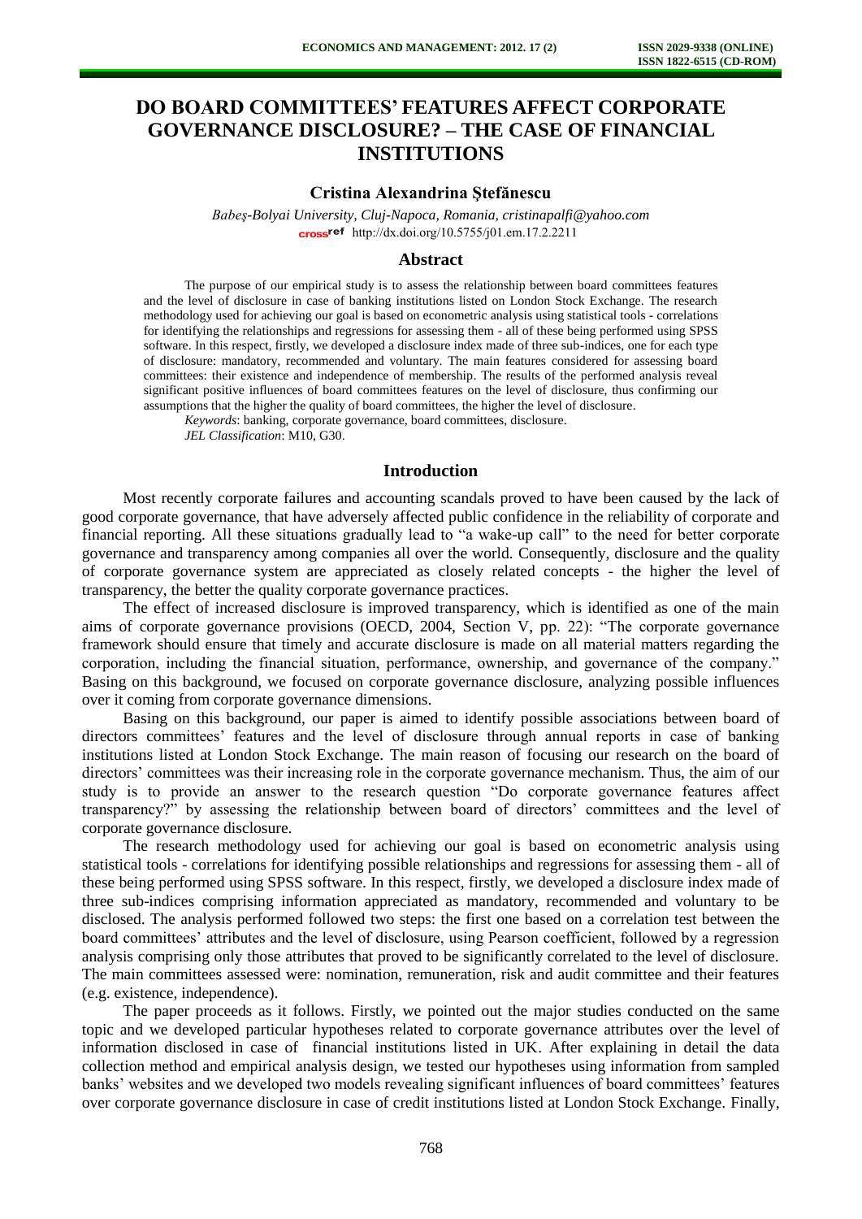# DO BOARD COMMITTEES' FEATURES AFFECT CORPORATE GOVERNANCE DISCLOSURE? – THE CASE OF FINANCIAL INSTITUTIONS

**Cristina Alexandrina Ştefănescu**

*Babeş-Bolyai University, Cluj-Napoca, Romania, cristinapalfi@yahoo.com*
http://dx.doi.org/10.5755/j01.em.17.2.2211

## Abstract

The purpose of our empirical study is to assess the relationship between board committees features and the level of disclosure in case of banking institutions listed on London Stock Exchange. The research methodology used for achieving our goal is based on econometric analysis using statistical tools - correlations for identifying the relationships and regressions for assessing them - all of these being performed using SPSS software. In this respect, firstly, we developed a disclosure index made of three sub-indices, one for each type of disclosure: mandatory, recommended and voluntary. The main features considered for assessing board committees: their existence and independence of membership. The results of the performed analysis reveal significant positive influences of board committees features on the level of disclosure, thus confirming our assumptions that the higher the quality of board committees, the higher the level of disclosure.

*Keywords*: banking, corporate governance, board committees, disclosure.

*JEL Classification*: M10, G30.

## Introduction

Most recently corporate failures and accounting scandals proved to have been caused by the lack of good corporate governance, that have adversely affected public confidence in the reliability of corporate and financial reporting. All these situations gradually lead to "a wake-up call" to the need for better corporate governance and transparency among companies all over the world. Consequently, disclosure and the quality of corporate governance system are appreciated as closely related concepts - the higher the level of transparency, the better the quality corporate governance practices.

The effect of increased disclosure is improved transparency, which is identified as one of the main aims of corporate governance provisions (OECD, 2004, Section V, pp. 22): "The corporate governance framework should ensure that timely and accurate disclosure is made on all material matters regarding the corporation, including the financial situation, performance, ownership, and governance of the company." Basing on this background, we focused on corporate governance disclosure, analyzing possible influences over it coming from corporate governance dimensions.

Basing on this background, our paper is aimed to identify possible associations between board of directors committees' features and the level of disclosure through annual reports in case of banking institutions listed at London Stock Exchange. The main reason of focusing our research on the board of directors' committees was their increasing role in the corporate governance mechanism. Thus, the aim of our study is to provide an answer to the research question "Do corporate governance features affect transparency?" by assessing the relationship between board of directors' committees and the level of corporate governance disclosure.

The research methodology used for achieving our goal is based on econometric analysis using statistical tools - correlations for identifying possible relationships and regressions for assessing them - all of these being performed using SPSS software. In this respect, firstly, we developed a disclosure index made of three sub-indices comprising information appreciated as mandatory, recommended and voluntary to be disclosed. The analysis performed followed two steps: the first one based on a correlation test between the board committees' attributes and the level of disclosure, using Pearson coefficient, followed by a regression analysis comprising only those attributes that proved to be significantly correlated to the level of disclosure. The main committees assessed were: nomination, remuneration, risk and audit committee and their features (e.g. existence, independence).

The paper proceeds as it follows. Firstly, we pointed out the major studies conducted on the same topic and we developed particular hypotheses related to corporate governance attributes over the level of information disclosed in case of financial institutions listed in UK. After explaining in detail the data collection method and empirical analysis design, we tested our hypotheses using information from sampled banks' websites and we developed two models revealing significant influences of board committees' features over corporate governance disclosure in case of credit institutions listed at London Stock Exchange. Finally,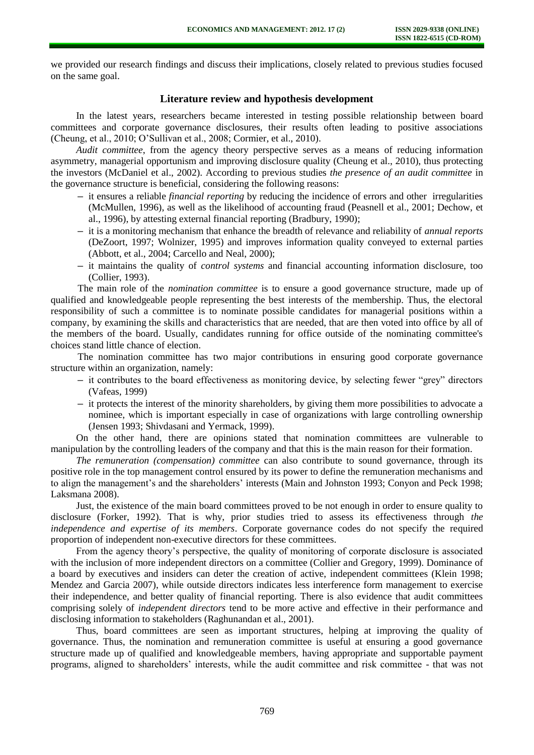we provided our research findings and discuss their implications, closely related to previous studies focused on the same goal.

## Literature review and hypothesis development

In the latest years, researchers became interested in testing possible relationship between board committees and corporate governance disclosures, their results often leading to positive associations (Cheung, et al., 2010; O'Sullivan et al., 2008; Cormier, et al., 2010).

*Audit committee*, from the agency theory perspective serves as a means of reducing information asymmetry, managerial opportunism and improving disclosure quality (Cheung et al., 2010), thus protecting the investors (McDaniel et al., 2002). According to previous studies *the presence of an audit committee* in the governance structure is beneficial, considering the following reasons:

- it ensures a reliable *financial reporting* by reducing the incidence of errors and other irregularities (McMullen, 1996), as well as the likelihood of accounting fraud (Peasnell et al., 2001; Dechow, et al., 1996), by attesting external financial reporting (Bradbury, 1990);
- it is a monitoring mechanism that enhance the breadth of relevance and reliability of *annual reports* (DeZoort, 1997; Wolnizer, 1995) and improves information quality conveyed to external parties (Abbott, et al., 2004; Carcello and Neal, 2000);
- it maintains the quality of *control systems* and financial accounting information disclosure, too (Collier, 1993).

The main role of the *nomination committee* is to ensure a good governance structure, made up of qualified and knowledgeable people representing the best interests of the membership. Thus, the electoral responsibility of such a committee is to nominate possible candidates for managerial positions within a company, by examining the skills and characteristics that are needed, that are then voted into office by all of the members of the board. Usually, candidates running for office outside of the nominating committee's choices stand little chance of election.

The nomination committee has two major contributions in ensuring good corporate governance structure within an organization, namely:

- it contributes to the board effectiveness as monitoring device, by selecting fewer "grey" directors (Vafeas, 1999)
- it protects the interest of the minority shareholders, by giving them more possibilities to advocate a nominee, which is important especially in case of organizations with large controlling ownership (Jensen 1993; Shivdasani and Yermack, 1999).

On the other hand, there are opinions stated that nomination committees are vulnerable to manipulation by the controlling leaders of the company and that this is the main reason for their formation.

*The remuneration (compensation) committee* can also contribute to sound governance, through its positive role in the top management control ensured by its power to define the remuneration mechanisms and to align the management's and the shareholders' interests (Main and Johnston 1993; Conyon and Peck 1998; Laksmana 2008).

Just, the existence of the main board committees proved to be not enough in order to ensure quality to disclosure (Forker, 1992). That is why, prior studies tried to assess its effectiveness through *the independence and expertise of its members*. Corporate governance codes do not specify the required proportion of independent non-executive directors for these committees.

From the agency theory's perspective, the quality of monitoring of corporate disclosure is associated with the inclusion of more independent directors on a committee (Collier and Gregory, 1999). Dominance of a board by executives and insiders can deter the creation of active, independent committees (Klein 1998; Mendez and Garcia 2007), while outside directors indicates less interference form management to exercise their independence, and better quality of financial reporting. There is also evidence that audit committees comprising solely of *independent directors* tend to be more active and effective in their performance and disclosing information to stakeholders (Raghunandan et al., 2001).

Thus, board committees are seen as important structures, helping at improving the quality of governance. Thus, the nomination and remuneration committee is useful at ensuring a good governance structure made up of qualified and knowledgeable members, having appropriate and supportable payment programs, aligned to shareholders' interests, while the audit committee and risk committee - that was not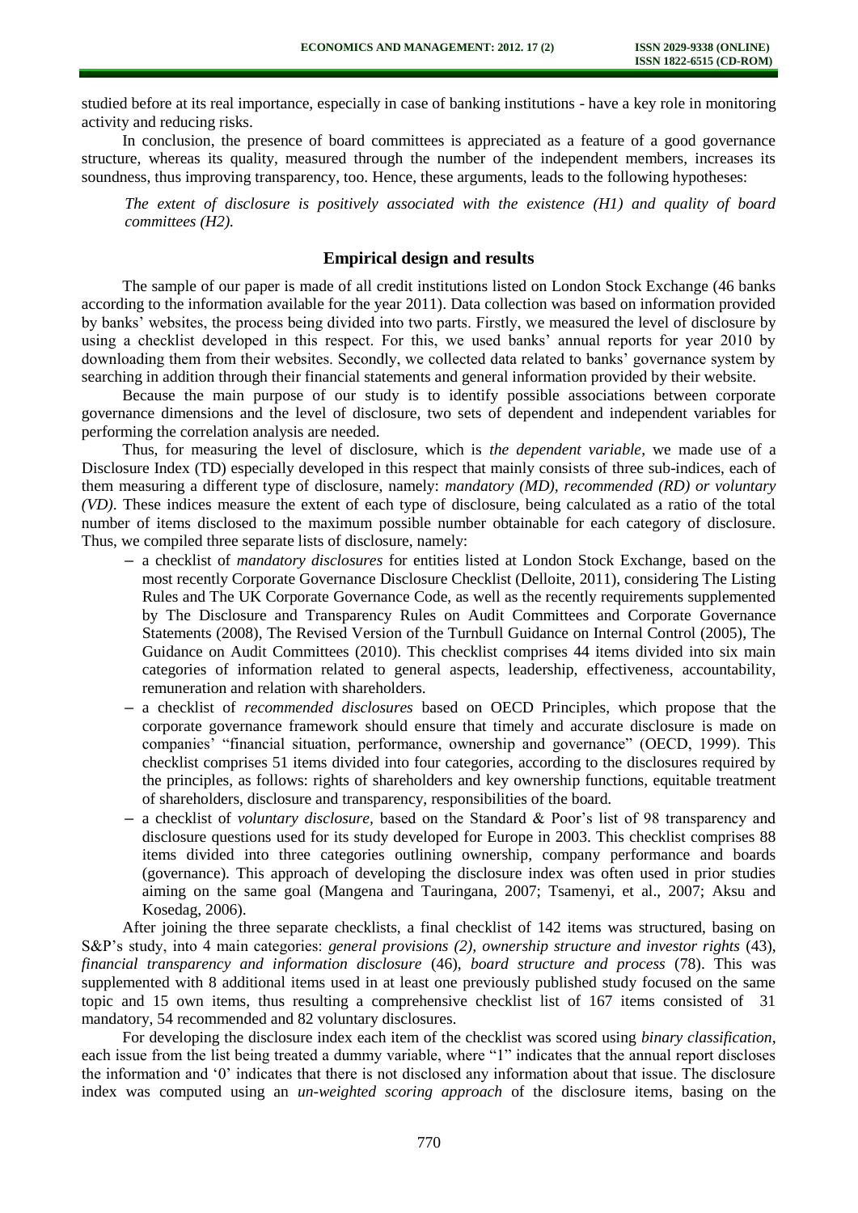studied before at its real importance, especially in case of banking institutions - have a key role in monitoring activity and reducing risks.

In conclusion, the presence of board committees is appreciated as a feature of a good governance structure, whereas its quality, measured through the number of the independent members, increases its soundness, thus improving transparency, too. Hence, these arguments, leads to the following hypotheses:

*The extent of disclosure is positively associated with the existence (H1) and quality of board committees (H2).*

## Empirical design and results

The sample of our paper is made of all credit institutions listed on London Stock Exchange (46 banks according to the information available for the year 2011). Data collection was based on information provided by banks' websites, the process being divided into two parts. Firstly, we measured the level of disclosure by using a checklist developed in this respect. For this, we used banks' annual reports for year 2010 by downloading them from their websites. Secondly, we collected data related to banks' governance system by searching in addition through their financial statements and general information provided by their website.

Because the main purpose of our study is to identify possible associations between corporate governance dimensions and the level of disclosure, two sets of dependent and independent variables for performing the correlation analysis are needed.

Thus, for measuring the level of disclosure, which is *the dependent variable*, we made use of a Disclosure Index (TD) especially developed in this respect that mainly consists of three sub-indices, each of them measuring a different type of disclosure, namely: *mandatory (MD), recommended (RD) or voluntary (VD)*. These indices measure the extent of each type of disclosure, being calculated as a ratio of the total number of items disclosed to the maximum possible number obtainable for each category of disclosure. Thus, we compiled three separate lists of disclosure, namely:

- a checklist of *mandatory disclosures* for entities listed at London Stock Exchange, based on the most recently Corporate Governance Disclosure Checklist (Delloite, 2011), considering The Listing Rules and The UK Corporate Governance Code, as well as the recently requirements supplemented by The Disclosure and Transparency Rules on Audit Committees and Corporate Governance Statements (2008), The Revised Version of the Turnbull Guidance on Internal Control (2005), The Guidance on Audit Committees (2010). This checklist comprises 44 items divided into six main categories of information related to general aspects, leadership, effectiveness, accountability, remuneration and relation with shareholders.
- a checklist of *recommended disclosures* based on OECD Principles, which propose that the corporate governance framework should ensure that timely and accurate disclosure is made on companies' "financial situation, performance, ownership and governance" (OECD, 1999). This checklist comprises 51 items divided into four categories, according to the disclosures required by the principles, as follows: rights of shareholders and key ownership functions, equitable treatment of shareholders, disclosure and transparency, responsibilities of the board.
- a checklist of *voluntary disclosure,* based on the Standard & Poor's list of 98 transparency and disclosure questions used for its study developed for Europe in 2003. This checklist comprises 88 items divided into three categories outlining ownership, company performance and boards (governance). This approach of developing the disclosure index was often used in prior studies aiming on the same goal (Mangena and Tauringana, 2007; Tsamenyi, et al., 2007; Aksu and Kosedag, 2006).

After joining the three separate checklists, a final checklist of 142 items was structured, basing on S&P's study, into 4 main categories: *general provisions (2)*, *ownership structure and investor rights* (43), *financial transparency and information disclosure* (46), *board structure and process* (78). This was supplemented with 8 additional items used in at least one previously published study focused on the same topic and 15 own items, thus resulting a comprehensive checklist list of 167 items consisted of 31 mandatory, 54 recommended and 82 voluntary disclosures.

For developing the disclosure index each item of the checklist was scored using *binary classification*, each issue from the list being treated a dummy variable, where "1" indicates that the annual report discloses the information and '0' indicates that there is not disclosed any information about that issue. The disclosure index was computed using an *un-weighted scoring approach* of the disclosure items, basing on the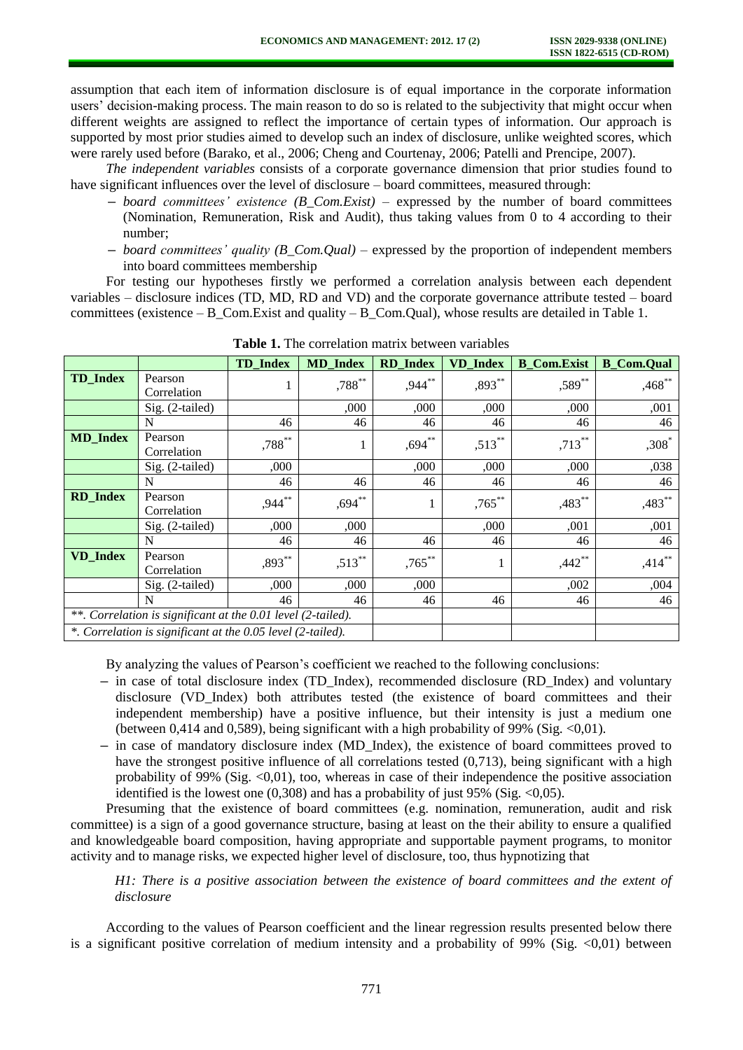assumption that each item of information disclosure is of equal importance in the corporate information users' decision-making process. The main reason to do so is related to the subjectivity that might occur when different weights are assigned to reflect the importance of certain types of information. Our approach is supported by most prior studies aimed to develop such an index of disclosure, unlike weighted scores, which were rarely used before (Barako, et al., 2006; Cheng and Courtenay, 2006; Patelli and Prencipe, 2007).

*The independent variables* consists of a corporate governance dimension that prior studies found to have significant influences over the level of disclosure – board committees, measured through:

- *board committees' existence (B_Com.Exist)* – expressed by the number of board committees (Nomination, Remuneration, Risk and Audit), thus taking values from 0 to 4 according to their number;
- *board committees' quality (B_Com.Qual)* – expressed by the proportion of independent members into board committees membership

For testing our hypotheses firstly we performed a correlation analysis between each dependent variables – disclosure indices (TD, MD, RD and VD) and the corporate governance attribute tested – board committees (existence – B_Com.Exist and quality – B_Com.Qual), whose results are detailed in Table 1.

**Table 1.** The correlation matrix between variables

| | | TD_Index | MD_Index | RD_Index | VD_Index | B_Com.Exist | B_Com.Qual |
|---|---|---|---|---|---|---|---|
| **TD_Index** | Pearson Correlation | 1 | ,788** | ,944** | ,893** | ,589** | ,468** |
| | Sig. (2-tailed) | | ,000 | ,000 | ,000 | ,000 | ,001 |
| | N | 46 | 46 | 46 | 46 | 46 | 46 |
| **MD_Index** | Pearson Correlation | ,788** | 1 | ,694** | ,513** | ,713** | ,308* |
| | Sig. (2-tailed) | ,000 | | ,000 | ,000 | ,000 | ,038 |
| | N | 46 | 46 | 46 | 46 | 46 | 46 |
| **RD_Index** | Pearson Correlation | ,944** | ,694** | 1 | ,765** | ,483** | ,483** |
| | Sig. (2-tailed) | ,000 | ,000 | | ,000 | ,001 | ,001 |
| | N | 46 | 46 | 46 | 46 | 46 | 46 |
| **VD_Index** | Pearson Correlation | ,893** | ,513** | ,765** | 1 | ,442** | ,414** |
| | Sig. (2-tailed) | ,000 | ,000 | ,000 | | ,002 | ,004 |
| | N | 46 | 46 | 46 | 46 | 46 | 46 |
| *\*\*. Correlation is significant at the 0.01 level (2-tailed).* | | | | | | | |
| *\*. Correlation is significant at the 0.05 level (2-tailed).* | | | | | | | |

By analyzing the values of Pearson's coefficient we reached to the following conclusions:

- in case of total disclosure index (TD_Index), recommended disclosure (RD_Index) and voluntary disclosure (VD_Index) both attributes tested (the existence of board committees and their independent membership) have a positive influence, but their intensity is just a medium one (between 0,414 and 0,589), being significant with a high probability of 99% (Sig. <0,01).
- in case of mandatory disclosure index (MD_Index), the existence of board committees proved to have the strongest positive influence of all correlations tested (0,713), being significant with a high probability of 99% (Sig. <0,01), too, whereas in case of their independence the positive association identified is the lowest one (0,308) and has a probability of just 95% (Sig. <0,05).

Presuming that the existence of board committees (e.g. nomination, remuneration, audit and risk committee) is a sign of a good governance structure, basing at least on the their ability to ensure a qualified and knowledgeable board composition, having appropriate and supportable payment programs, to monitor activity and to manage risks, we expected higher level of disclosure, too, thus hypnotizing that

*H1: There is a positive association between the existence of board committees and the extent of disclosure*

According to the values of Pearson coefficient and the linear regression results presented below there is a significant positive correlation of medium intensity and a probability of 99% (Sig. <0,01) between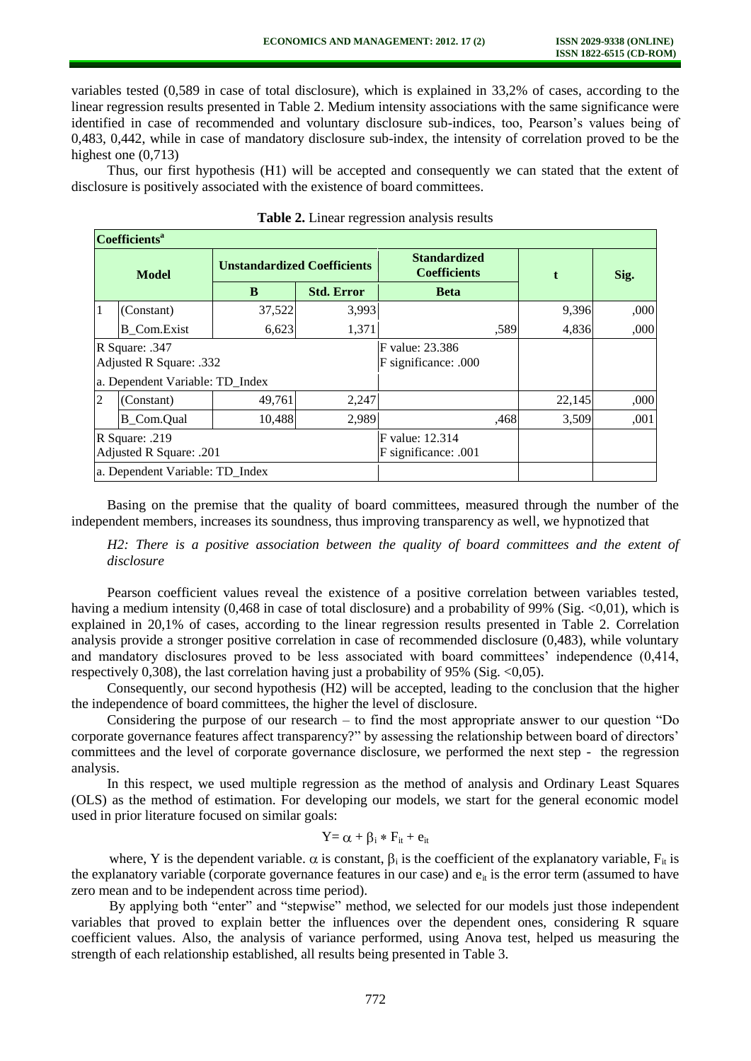variables tested (0,589 in case of total disclosure), which is explained in 33,2% of cases, according to the linear regression results presented in Table 2. Medium intensity associations with the same significance were identified in case of recommended and voluntary disclosure sub-indices, too, Pearson's values being of 0,483, 0,442, while in case of mandatory disclosure sub-index, the intensity of correlation proved to be the highest one (0,713)

Thus, our first hypothesis (H1) will be accepted and consequently we can stated that the extent of disclosure is positively associated with the existence of board committees.

**Table 2.** Linear regression analysis results

| **Coefficients[a]** | | | | | | |
|---|---|---|---|---|---|---|
| **Model** | | **Unstandardized Coefficients** | | **Standardized Coefficients** | **t** | **Sig.** |
| | | **B** | **Std. Error** | **Beta** | | |
| 1 | (Constant) | 37,522 | 3,993 | | 9,396 | ,000 |
| | B_Com.Exist | 6,623 | 1,371 | ,589 | 4,836 | ,000 |
| R Square: .347<br>Adjusted R Square: .332 | | | | F value: 23.386<br>F significance: .000 | | |
| a. Dependent Variable: TD_Index | | | | | | |
| 2 | (Constant) | 49,761 | 2,247 | | 22,145 | ,000 |
| | B_Com.Qual | 10,488 | 2,989 | ,468 | 3,509 | ,001 |
| R Square: .219<br>Adjusted R Square: .201 | | | | F value: 12.314<br>F significance: .001 | | |
| a. Dependent Variable: TD_Index | | | | | | |

Basing on the premise that the quality of board committees, measured through the number of the independent members, increases its soundness, thus improving transparency as well, we hypnotized that

*H2: There is a positive association between the quality of board committees and the extent of disclosure*

Pearson coefficient values reveal the existence of a positive correlation between variables tested, having a medium intensity (0,468 in case of total disclosure) and a probability of 99% (Sig. <0,01), which is explained in 20,1% of cases, according to the linear regression results presented in Table 2. Correlation analysis provide a stronger positive correlation in case of recommended disclosure (0,483), while voluntary and mandatory disclosures proved to be less associated with board committees' independence (0,414, respectively 0,308), the last correlation having just a probability of 95% (Sig. <0,05).

Consequently, our second hypothesis (H2) will be accepted, leading to the conclusion that the higher the independence of board committees, the higher the level of disclosure.

Considering the purpose of our research – to find the most appropriate answer to our question "Do corporate governance features affect transparency?" by assessing the relationship between board of directors' committees and the level of corporate governance disclosure, we performed the next step - the regression analysis.

In this respect, we used multiple regression as the method of analysis and Ordinary Least Squares (OLS) as the method of estimation. For developing our models, we start for the general economic model used in prior literature focused on similar goals:

$$Y = \alpha + \beta_i * F_{it} + e_{it}$$

where, Y is the dependent variable. $\alpha$ is constant, $\beta_i$ is the coefficient of the explanatory variable, $F_{it}$ is the explanatory variable (corporate governance features in our case) and $e_{it}$ is the error term (assumed to have zero mean and to be independent across time period).

By applying both "enter" and "stepwise" method, we selected for our models just those independent variables that proved to explain better the influences over the dependent ones, considering R square coefficient values. Also, the analysis of variance performed, using Anova test, helped us measuring the strength of each relationship established, all results being presented in Table 3.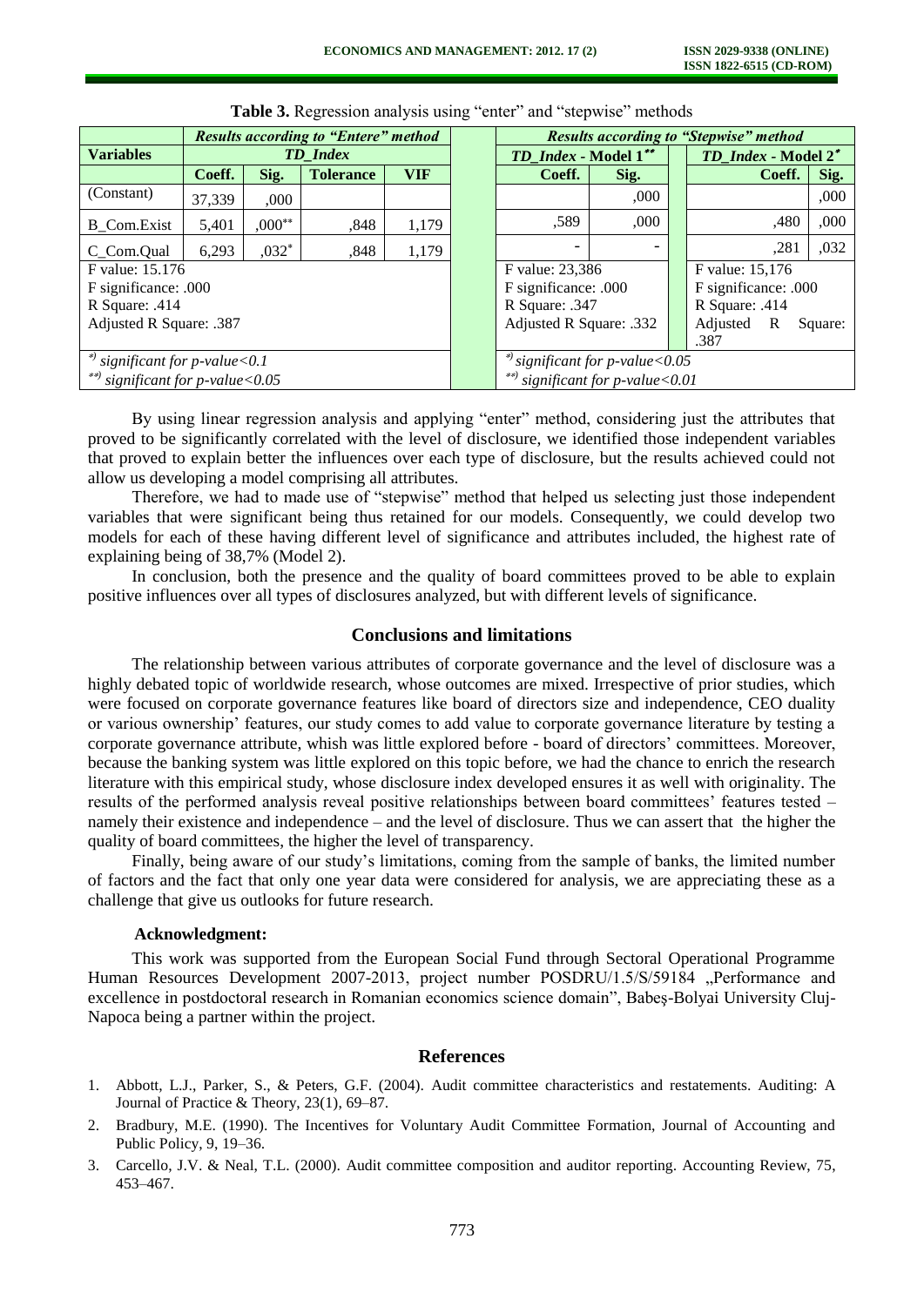**Table 3.** Regression analysis using "enter" and "stepwise" methods

| | *Results according to "Entere" method* | | | | *Results according to "Stepwise" method* | | | |
|---|---|---|---|---|---|---|---|---|
| **Variables** | *TD_Index* | | | | *TD_Index* - **Model 1**$^{**}$ | | *TD_Index* - **Model 2**$^{*}$ | |
| | **Coeff.** | **Sig.** | **Tolerance** | **VIF** | **Coeff.** | **Sig.** | **Coeff.** | **Sig.** |
| (Constant) | 37,339 | ,000 | | | | ,000 | | ,000 |
| B_Com.Exist | 5,401 | ,000** | ,848 | 1,179 | ,589 | ,000 | ,480 | ,000 |
| C_Com.Qual | 6,293 | ,032* | ,848 | 1,179 | - | - | ,281 | ,032 |
| F value: 15.176<br>F significance: .000<br>R Square: .414<br>Adjusted R Square: .387 | | | | | F value: 23,386<br>F significance: .000<br>R Square: .347<br>Adjusted R Square: .332 | | F value: 15,176<br>F significance: .000<br>R Square: .414<br>Adjusted R Square: .387 | |
| *) significant for p-value<0.1<br>**) significant for p-value<0.05 | | | | | *) significant for p-value<0.05<br>**) significant for p-value<0.01 | | | |

By using linear regression analysis and applying "enter" method, considering just the attributes that proved to be significantly correlated with the level of disclosure, we identified those independent variables that proved to explain better the influences over each type of disclosure, but the results achieved could not allow us developing a model comprising all attributes.

Therefore, we had to made use of "stepwise" method that helped us selecting just those independent variables that were significant being thus retained for our models. Consequently, we could develop two models for each of these having different level of significance and attributes included, the highest rate of explaining being of 38,7% (Model 2).

In conclusion, both the presence and the quality of board committees proved to be able to explain positive influences over all types of disclosures analyzed, but with different levels of significance.

## Conclusions and limitations

The relationship between various attributes of corporate governance and the level of disclosure was a highly debated topic of worldwide research, whose outcomes are mixed. Irrespective of prior studies, which were focused on corporate governance features like board of directors size and independence, CEO duality or various ownership' features, our study comes to add value to corporate governance literature by testing a corporate governance attribute, whish was little explored before - board of directors' committees. Moreover, because the banking system was little explored on this topic before, we had the chance to enrich the research literature with this empirical study, whose disclosure index developed ensures it as well with originality. The results of the performed analysis reveal positive relationships between board committees' features tested – namely their existence and independence – and the level of disclosure. Thus we can assert that the higher the quality of board committees, the higher the level of transparency.

Finally, being aware of our study's limitations, coming from the sample of banks, the limited number of factors and the fact that only one year data were considered for analysis, we are appreciating these as a challenge that give us outlooks for future research.

### Acknowledgment:

This work was supported from the European Social Fund through Sectoral Operational Programme Human Resources Development 2007-2013, project number POSDRU/1.5/S/59184 „Performance and excellence in postdoctoral research in Romanian economics science domain", Babeş-Bolyai University Cluj-Napoca being a partner within the project.

## References

1. Abbott, L.J., Parker, S., & Peters, G.F. (2004). Audit committee characteristics and restatements. Auditing: A Journal of Practice & Theory, 23(1), 69–87.
2. Bradbury, M.E. (1990). The Incentives for Voluntary Audit Committee Formation, Journal of Accounting and Public Policy, 9, 19–36.
3. Carcello, J.V. & Neal, T.L. (2000). Audit committee composition and auditor reporting. Accounting Review, 75, 453–467.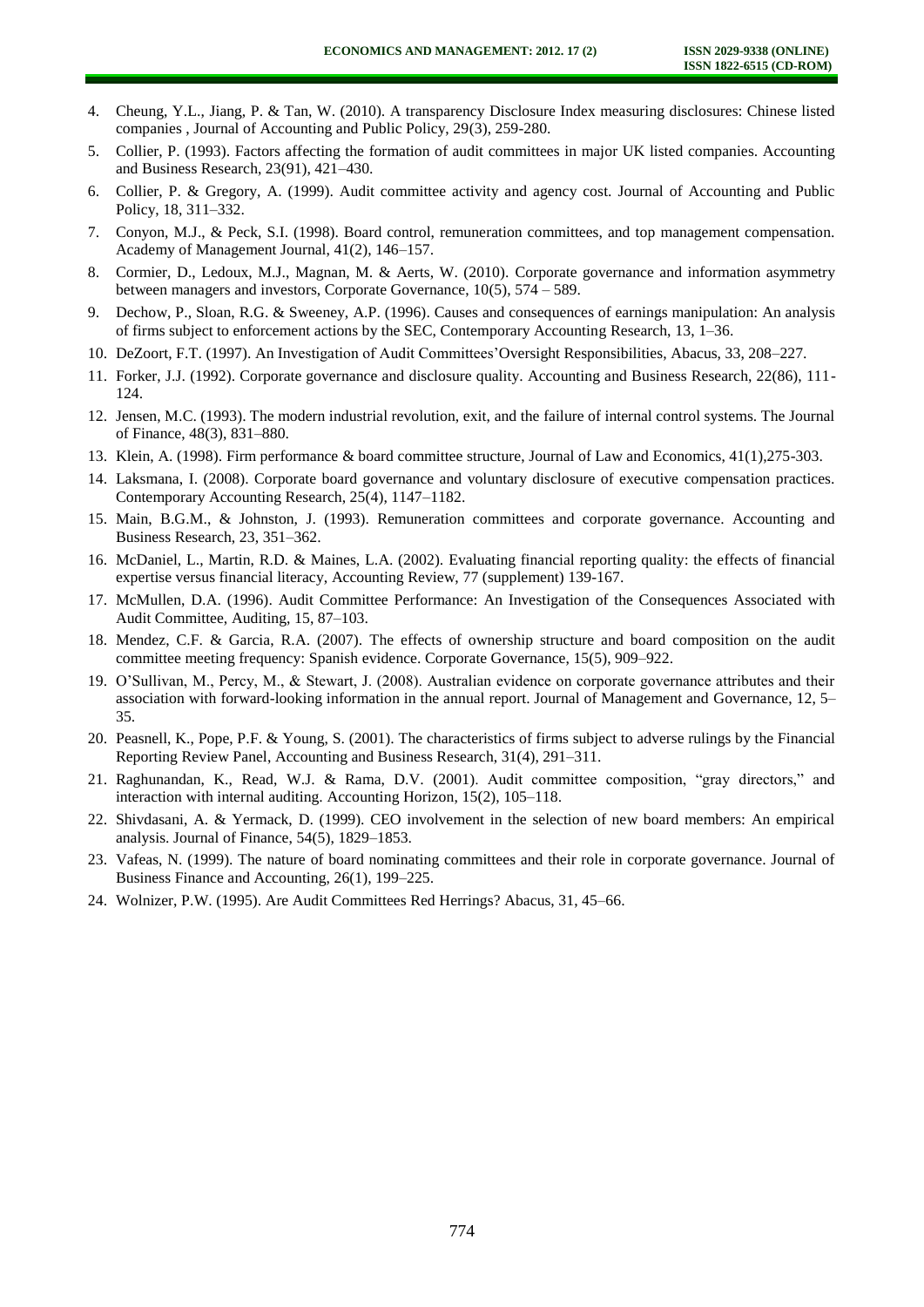4. Cheung, Y.L., Jiang, P. & Tan, W. (2010). A transparency Disclosure Index measuring disclosures: Chinese listed companies , Journal of Accounting and Public Policy, 29(3), 259-280.
5. Collier, P. (1993). Factors affecting the formation of audit committees in major UK listed companies. Accounting and Business Research, 23(91), 421–430.
6. Collier, P. & Gregory, A. (1999). Audit committee activity and agency cost. Journal of Accounting and Public Policy, 18, 311–332.
7. Conyon, M.J., & Peck, S.I. (1998). Board control, remuneration committees, and top management compensation. Academy of Management Journal, 41(2), 146–157.
8. Cormier, D., Ledoux, M.J., Magnan, M. & Aerts, W. (2010). Corporate governance and information asymmetry between managers and investors, Corporate Governance, 10(5), 574 – 589.
9. Dechow, P., Sloan, R.G. & Sweeney, A.P. (1996). Causes and consequences of earnings manipulation: An analysis of firms subject to enforcement actions by the SEC, Contemporary Accounting Research, 13, 1–36.
10. DeZoort, F.T. (1997). An Investigation of Audit Committees'Oversight Responsibilities, Abacus, 33, 208–227.
11. Forker, J.J. (1992). Corporate governance and disclosure quality. Accounting and Business Research, 22(86), 111-124.
12. Jensen, M.C. (1993). The modern industrial revolution, exit, and the failure of internal control systems. The Journal of Finance, 48(3), 831–880.
13. Klein, A. (1998). Firm performance & board committee structure, Journal of Law and Economics, 41(1),275-303.
14. Laksmana, I. (2008). Corporate board governance and voluntary disclosure of executive compensation practices. Contemporary Accounting Research, 25(4), 1147–1182.
15. Main, B.G.M., & Johnston, J. (1993). Remuneration committees and corporate governance. Accounting and Business Research, 23, 351–362.
16. McDaniel, L., Martin, R.D. & Maines, L.A. (2002). Evaluating financial reporting quality: the effects of financial expertise versus financial literacy, Accounting Review, 77 (supplement) 139-167.
17. McMullen, D.A. (1996). Audit Committee Performance: An Investigation of the Consequences Associated with Audit Committee, Auditing, 15, 87–103.
18. Mendez, C.F. & Garcia, R.A. (2007). The effects of ownership structure and board composition on the audit committee meeting frequency: Spanish evidence. Corporate Governance, 15(5), 909–922.
19. O'Sullivan, M., Percy, M., & Stewart, J. (2008). Australian evidence on corporate governance attributes and their association with forward-looking information in the annual report. Journal of Management and Governance, 12, 5–35.
20. Peasnell, K., Pope, P.F. & Young, S. (2001). The characteristics of firms subject to adverse rulings by the Financial Reporting Review Panel, Accounting and Business Research, 31(4), 291–311.
21. Raghunandan, K., Read, W.J. & Rama, D.V. (2001). Audit committee composition, "gray directors," and interaction with internal auditing. Accounting Horizon, 15(2), 105–118.
22. Shivdasani, A. & Yermack, D. (1999). CEO involvement in the selection of new board members: An empirical analysis. Journal of Finance, 54(5), 1829–1853.
23. Vafeas, N. (1999). The nature of board nominating committees and their role in corporate governance. Journal of Business Finance and Accounting, 26(1), 199–225.
24. Wolnizer, P.W. (1995). Are Audit Committees Red Herrings? Abacus, 31, 45–66.